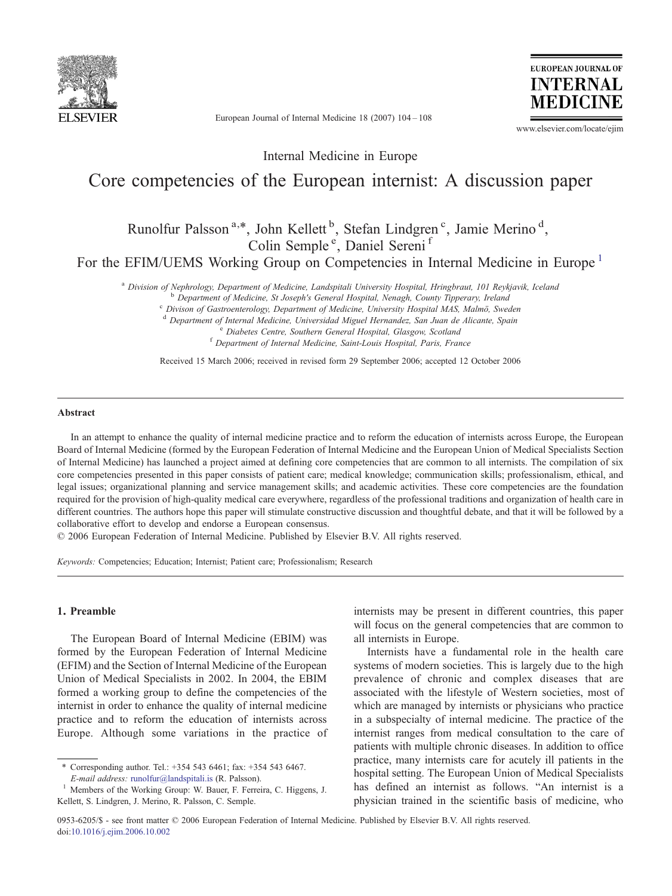Internal Medicine in Europe

# Core competencies of the European internist: A discussion paper

Runolfur Palsson [a,*], John Kellett [b], Stefan Lindgren [c], Jamie Merino [d], Colin Semple [e], Daniel Sereni [f]

For the EFIM/UEMS Working Group on Competencies in Internal Medicine in Europe [1]

[a] *Division of Nephrology, Department of Medicine, Landspitali University Hospital, Hringbraut, 101 Reykjavik, Iceland*
[b] *Department of Medicine, St Joseph's General Hospital, Nenagh, County Tipperary, Ireland*
[c] *Divison of Gastroenterology, Department of Medicine, University Hospital MAS, Malmö, Sweden*
[d] *Department of Internal Medicine, Universidad Miguel Hernandez, San Juan de Alicante, Spain*
[e] *Diabetes Centre, Southern General Hospital, Glasgow, Scotland*
[f] *Department of Internal Medicine, Saint-Louis Hospital, Paris, France*

Received 15 March 2006; received in revised form 29 September 2006; accepted 12 October 2006

## Abstract

In an attempt to enhance the quality of internal medicine practice and to reform the education of internists across Europe, the European Board of Internal Medicine (formed by the European Federation of Internal Medicine and the European Union of Medical Specialists Section of Internal Medicine) has launched a project aimed at defining core competencies that are common to all internists. The compilation of six core competencies presented in this paper consists of patient care; medical knowledge; communication skills; professionalism, ethical, and legal issues; organizational planning and service management skills; and academic activities. These core competencies are the foundation required for the provision of high-quality medical care everywhere, regardless of the professional traditions and organization of health care in different countries. The authors hope this paper will stimulate constructive discussion and thoughtful debate, and that it will be followed by a collaborative effort to develop and endorse a European consensus.

© 2006 European Federation of Internal Medicine. Published by Elsevier B.V. All rights reserved.

*Keywords:* Competencies; Education; Internist; Patient care; Professionalism; Research

## 1. Preamble

The European Board of Internal Medicine (EBIM) was formed by the European Federation of Internal Medicine (EFIM) and the Section of Internal Medicine of the European Union of Medical Specialists in 2002. In 2004, the EBIM formed a working group to define the competencies of the internist in order to enhance the quality of internal medicine practice and to reform the education of internists across Europe. Although some variations in the practice of internists may be present in different countries, this paper will focus on the general competencies that are common to all internists in Europe.

Internists have a fundamental role in the health care systems of modern societies. This is largely due to the high prevalence of chronic and complex diseases that are associated with the lifestyle of Western societies, most of which are managed by internists or physicians who practice in a subspecialty of internal medicine. The practice of the internist ranges from medical consultation to the care of patients with multiple chronic diseases. In addition to office practice, many internists care for acutely ill patients in the hospital setting. The European Union of Medical Specialists has defined an internist as follows. "An internist is a physician trained in the scientific basis of medicine, who

\* Corresponding author. Tel.: +354 543 6461; fax: +354 543 6467.
*E-mail address:* runolfur@landspitali.is (R. Palsson).

[1] Members of the Working Group: W. Bauer, F. Ferreira, C. Higgens, J. Kellett, S. Lindgren, J. Merino, R. Palsson, C. Semple.

0953-6205/$ - see front matter © 2006 European Federation of Internal Medicine. Published by Elsevier B.V. All rights reserved.
doi:10.1016/j.ejim.2006.10.002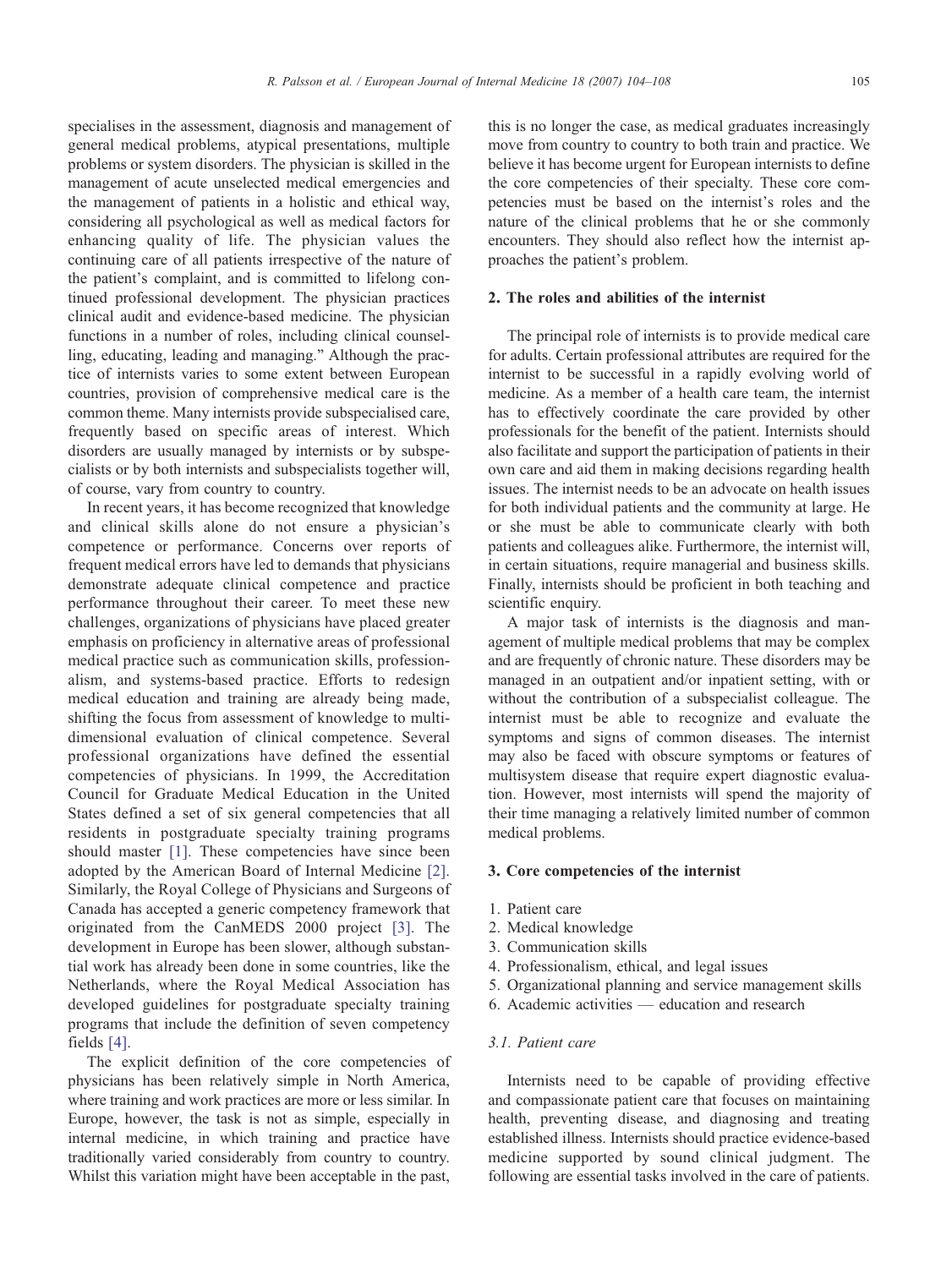specialises in the assessment, diagnosis and management of general medical problems, atypical presentations, multiple problems or system disorders. The physician is skilled in the management of acute unselected medical emergencies and the management of patients in a holistic and ethical way, considering all psychological as well as medical factors for enhancing quality of life. The physician values the continuing care of all patients irrespective of the nature of the patient's complaint, and is committed to lifelong continued professional development. The physician practices clinical audit and evidence-based medicine. The physician functions in a number of roles, including clinical counselling, educating, leading and managing." Although the practice of internists varies to some extent between European countries, provision of comprehensive medical care is the common theme. Many internists provide subspecialised care, frequently based on specific areas of interest. Which disorders are usually managed by internists or by subspecialists or by both internists and subspecialists together will, of course, vary from country to country.

In recent years, it has become recognized that knowledge and clinical skills alone do not ensure a physician's competence or performance. Concerns over reports of frequent medical errors have led to demands that physicians demonstrate adequate clinical competence and practice performance throughout their career. To meet these new challenges, organizations of physicians have placed greater emphasis on proficiency in alternative areas of professional medical practice such as communication skills, professionalism, and systems-based practice. Efforts to redesign medical education and training are already being made, shifting the focus from assessment of knowledge to multidimensional evaluation of clinical competence. Several professional organizations have defined the essential competencies of physicians. In 1999, the Accreditation Council for Graduate Medical Education in the United States defined a set of six general competencies that all residents in postgraduate specialty training programs should master [1]. These competencies have since been adopted by the American Board of Internal Medicine [2]. Similarly, the Royal College of Physicians and Surgeons of Canada has accepted a generic competency framework that originated from the CanMEDS 2000 project [3]. The development in Europe has been slower, although substantial work has already been done in some countries, like the Netherlands, where the Royal Medical Association has developed guidelines for postgraduate specialty training programs that include the definition of seven competency fields [4].

The explicit definition of the core competencies of physicians has been relatively simple in North America, where training and work practices are more or less similar. In Europe, however, the task is not as simple, especially in internal medicine, in which training and practice have traditionally varied considerably from country to country. Whilst this variation might have been acceptable in the past, this is no longer the case, as medical graduates increasingly move from country to country to both train and practice. We believe it has become urgent for European internists to define the core competencies of their specialty. These core competencies must be based on the internist's roles and the nature of the clinical problems that he or she commonly encounters. They should also reflect how the internist approaches the patient's problem.

## 2. The roles and abilities of the internist

The principal role of internists is to provide medical care for adults. Certain professional attributes are required for the internist to be successful in a rapidly evolving world of medicine. As a member of a health care team, the internist has to effectively coordinate the care provided by other professionals for the benefit of the patient. Internists should also facilitate and support the participation of patients in their own care and aid them in making decisions regarding health issues. The internist needs to be an advocate on health issues for both individual patients and the community at large. He or she must be able to communicate clearly with both patients and colleagues alike. Furthermore, the internist will, in certain situations, require managerial and business skills. Finally, internists should be proficient in both teaching and scientific enquiry.

A major task of internists is the diagnosis and management of multiple medical problems that may be complex and are frequently of chronic nature. These disorders may be managed in an outpatient and/or inpatient setting, with or without the contribution of a subspecialist colleague. The internist must be able to recognize and evaluate the symptoms and signs of common diseases. The internist may also be faced with obscure symptoms or features of multisystem disease that require expert diagnostic evaluation. However, most internists will spend the majority of their time managing a relatively limited number of common medical problems.

## 3. Core competencies of the internist

1. Patient care
2. Medical knowledge
3. Communication skills
4. Professionalism, ethical, and legal issues
5. Organizational planning and service management skills
6. Academic activities — education and research

### 3.1. Patient care

Internists need to be capable of providing effective and compassionate patient care that focuses on maintaining health, preventing disease, and diagnosing and treating established illness. Internists should practice evidence-based medicine supported by sound clinical judgment. The following are essential tasks involved in the care of patients.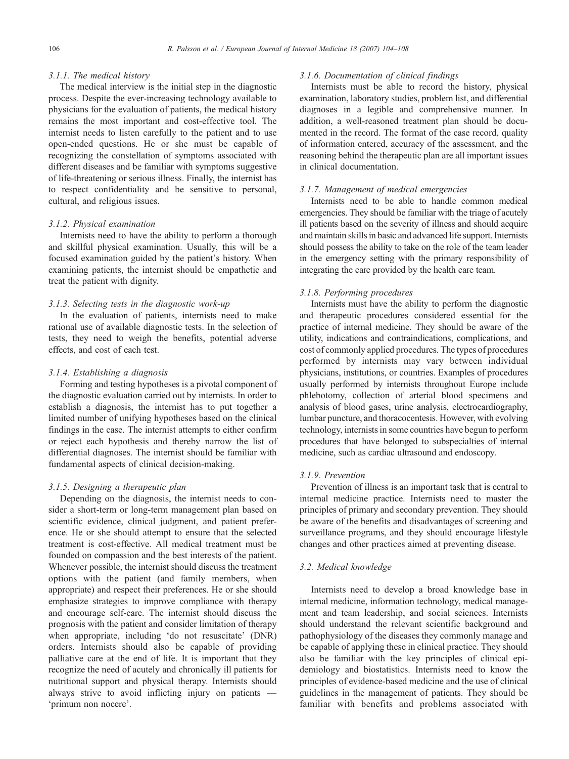#### 3.1.1. The medical history

The medical interview is the initial step in the diagnostic process. Despite the ever-increasing technology available to physicians for the evaluation of patients, the medical history remains the most important and cost-effective tool. The internist needs to listen carefully to the patient and to use open-ended questions. He or she must be capable of recognizing the constellation of symptoms associated with different diseases and be familiar with symptoms suggestive of life-threatening or serious illness. Finally, the internist has to respect confidentiality and be sensitive to personal, cultural, and religious issues.

#### 3.1.2. Physical examination

Internists need to have the ability to perform a thorough and skillful physical examination. Usually, this will be a focused examination guided by the patient's history. When examining patients, the internist should be empathetic and treat the patient with dignity.

#### 3.1.3. Selecting tests in the diagnostic work-up

In the evaluation of patients, internists need to make rational use of available diagnostic tests. In the selection of tests, they need to weigh the benefits, potential adverse effects, and cost of each test.

#### 3.1.4. Establishing a diagnosis

Forming and testing hypotheses is a pivotal component of the diagnostic evaluation carried out by internists. In order to establish a diagnosis, the internist has to put together a limited number of unifying hypotheses based on the clinical findings in the case. The internist attempts to either confirm or reject each hypothesis and thereby narrow the list of differential diagnoses. The internist should be familiar with fundamental aspects of clinical decision-making.

#### 3.1.5. Designing a therapeutic plan

Depending on the diagnosis, the internist needs to consider a short-term or long-term management plan based on scientific evidence, clinical judgment, and patient preference. He or she should attempt to ensure that the selected treatment is cost-effective. All medical treatment must be founded on compassion and the best interests of the patient. Whenever possible, the internist should discuss the treatment options with the patient (and family members, when appropriate) and respect their preferences. He or she should emphasize strategies to improve compliance with therapy and encourage self-care. The internist should discuss the prognosis with the patient and consider limitation of therapy when appropriate, including 'do not resuscitate' (DNR) orders. Internists should also be capable of providing palliative care at the end of life. It is important that they recognize the need of acutely and chronically ill patients for nutritional support and physical therapy. Internists should always strive to avoid inflicting injury on patients — 'primum non nocere'.

#### 3.1.6. Documentation of clinical findings

Internists must be able to record the history, physical examination, laboratory studies, problem list, and differential diagnoses in a legible and comprehensive manner. In addition, a well-reasoned treatment plan should be documented in the record. The format of the case record, quality of information entered, accuracy of the assessment, and the reasoning behind the therapeutic plan are all important issues in clinical documentation.

#### 3.1.7. Management of medical emergencies

Internists need to be able to handle common medical emergencies. They should be familiar with the triage of acutely ill patients based on the severity of illness and should acquire and maintain skills in basic and advanced life support. Internists should possess the ability to take on the role of the team leader in the emergency setting with the primary responsibility of integrating the care provided by the health care team.

#### 3.1.8. Performing procedures

Internists must have the ability to perform the diagnostic and therapeutic procedures considered essential for the practice of internal medicine. They should be aware of the utility, indications and contraindications, complications, and cost of commonly applied procedures. The types of procedures performed by internists may vary between individual physicians, institutions, or countries. Examples of procedures usually performed by internists throughout Europe include phlebotomy, collection of arterial blood specimens and analysis of blood gases, urine analysis, electrocardiography, lumbar puncture, and thoracocentesis. However, with evolving technology, internists in some countries have begun to perform procedures that have belonged to subspecialties of internal medicine, such as cardiac ultrasound and endoscopy.

#### 3.1.9. Prevention

Prevention of illness is an important task that is central to internal medicine practice. Internists need to master the principles of primary and secondary prevention. They should be aware of the benefits and disadvantages of screening and surveillance programs, and they should encourage lifestyle changes and other practices aimed at preventing disease.

### 3.2. Medical knowledge

Internists need to develop a broad knowledge base in internal medicine, information technology, medical management and team leadership, and social sciences. Internists should understand the relevant scientific background and pathophysiology of the diseases they commonly manage and be capable of applying these in clinical practice. They should also be familiar with the key principles of clinical epidemiology and biostatistics. Internists need to know the principles of evidence-based medicine and the use of clinical guidelines in the management of patients. They should be familiar with benefits and problems associated with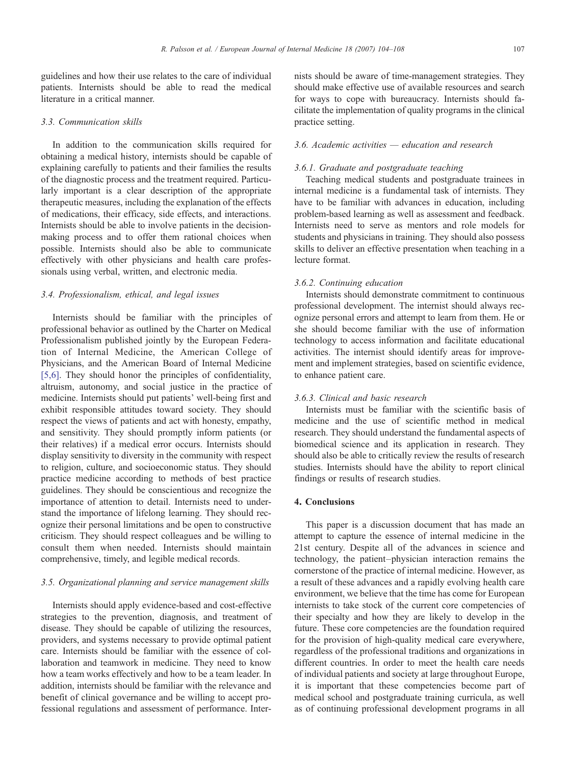guidelines and how their use relates to the care of individual patients. Internists should be able to read the medical literature in a critical manner.

### 3.3. Communication skills

In addition to the communication skills required for obtaining a medical history, internists should be capable of explaining carefully to patients and their families the results of the diagnostic process and the treatment required. Particularly important is a clear description of the appropriate therapeutic measures, including the explanation of the effects of medications, their efficacy, side effects, and interactions. Internists should be able to involve patients in the decision-making process and to offer them rational choices when possible. Internists should also be able to communicate effectively with other physicians and health care professionals using verbal, written, and electronic media.

### 3.4. Professionalism, ethical, and legal issues

Internists should be familiar with the principles of professional behavior as outlined by the Charter on Medical Professionalism published jointly by the European Federation of Internal Medicine, the American College of Physicians, and the American Board of Internal Medicine [5,6]. They should honor the principles of confidentiality, altruism, autonomy, and social justice in the practice of medicine. Internists should put patients' well-being first and exhibit responsible attitudes toward society. They should respect the views of patients and act with honesty, empathy, and sensitivity. They should promptly inform patients (or their relatives) if a medical error occurs. Internists should display sensitivity to diversity in the community with respect to religion, culture, and socioeconomic status. They should practice medicine according to methods of best practice guidelines. They should be conscientious and recognize the importance of attention to detail. Internists need to understand the importance of lifelong learning. They should recognize their personal limitations and be open to constructive criticism. They should respect colleagues and be willing to consult them when needed. Internists should maintain comprehensive, timely, and legible medical records.

### 3.5. Organizational planning and service management skills

Internists should apply evidence-based and cost-effective strategies to the prevention, diagnosis, and treatment of disease. They should be capable of utilizing the resources, providers, and systems necessary to provide optimal patient care. Internists should be familiar with the essence of collaboration and teamwork in medicine. They need to know how a team works effectively and how to be a team leader. In addition, internists should be familiar with the relevance and benefit of clinical governance and be willing to accept professional regulations and assessment of performance. Internists should be aware of time-management strategies. They should make effective use of available resources and search for ways to cope with bureaucracy. Internists should facilitate the implementation of quality programs in the clinical practice setting.

### 3.6. Academic activities — education and research

#### 3.6.1. Graduate and postgraduate teaching

Teaching medical students and postgraduate trainees in internal medicine is a fundamental task of internists. They have to be familiar with advances in education, including problem-based learning as well as assessment and feedback. Internists need to serve as mentors and role models for students and physicians in training. They should also possess skills to deliver an effective presentation when teaching in a lecture format.

#### 3.6.2. Continuing education

Internists should demonstrate commitment to continuous professional development. The internist should always recognize personal errors and attempt to learn from them. He or she should become familiar with the use of information technology to access information and facilitate educational activities. The internist should identify areas for improvement and implement strategies, based on scientific evidence, to enhance patient care.

#### 3.6.3. Clinical and basic research

Internists must be familiar with the scientific basis of medicine and the use of scientific method in medical research. They should understand the fundamental aspects of biomedical science and its application in research. They should also be able to critically review the results of research studies. Internists should have the ability to report clinical findings or results of research studies.

## 4. Conclusions

This paper is a discussion document that has made an attempt to capture the essence of internal medicine in the 21st century. Despite all of the advances in science and technology, the patient–physician interaction remains the cornerstone of the practice of internal medicine. However, as a result of these advances and a rapidly evolving health care environment, we believe that the time has come for European internists to take stock of the current core competencies of their specialty and how they are likely to develop in the future. These core competencies are the foundation required for the provision of high-quality medical care everywhere, regardless of the professional traditions and organizations in different countries. In order to meet the health care needs of individual patients and society at large throughout Europe, it is important that these competencies become part of medical school and postgraduate training curricula, as well as of continuing professional development programs in all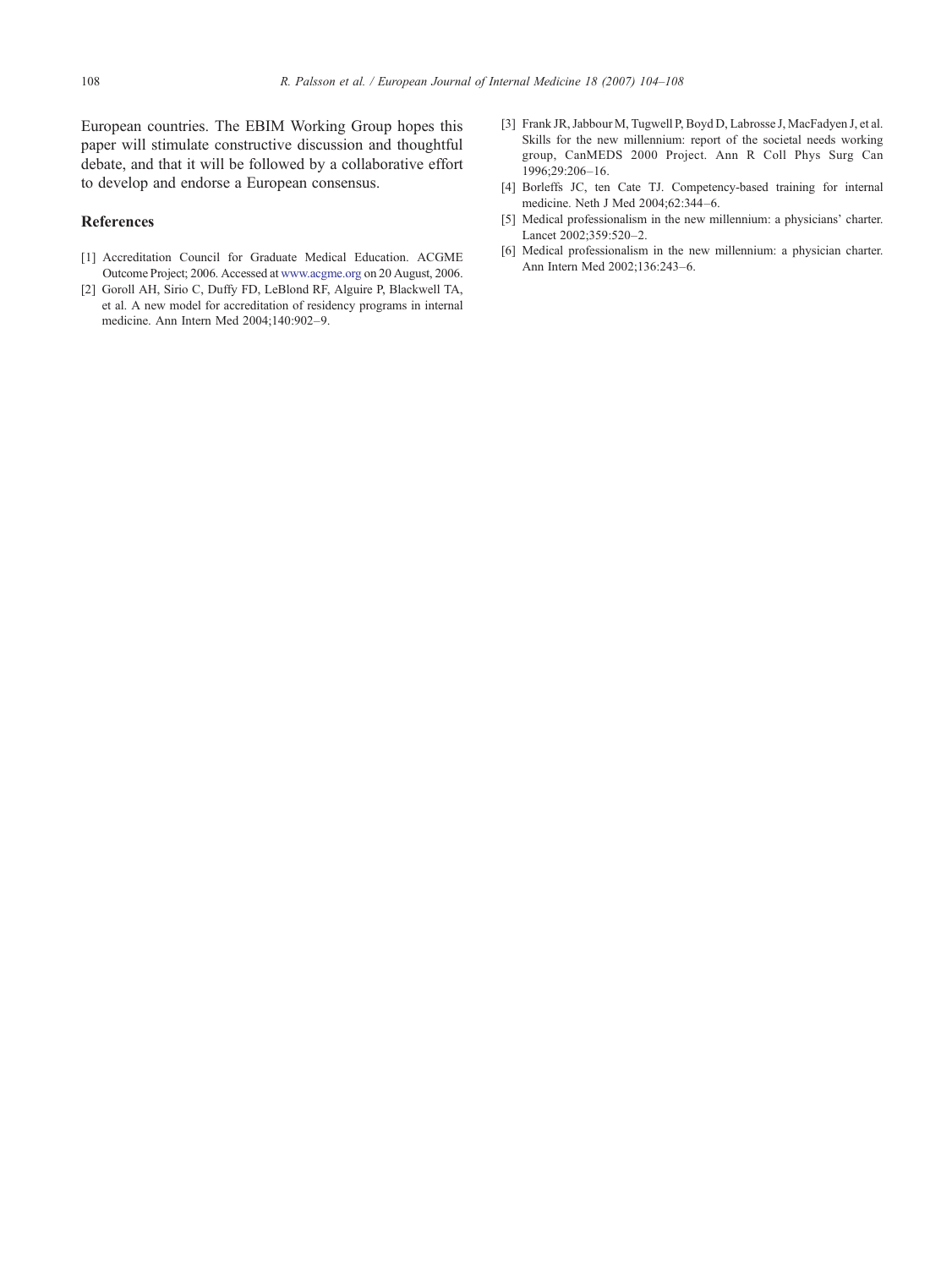European countries. The EBIM Working Group hopes this paper will stimulate constructive discussion and thoughtful debate, and that it will be followed by a collaborative effort to develop and endorse a European consensus.

## References

[1] Accreditation Council for Graduate Medical Education. ACGME Outcome Project; 2006. Accessed at www.acgme.org on 20 August, 2006.

[2] Goroll AH, Sirio C, Duffy FD, LeBlond RF, Alguire P, Blackwell TA, et al. A new model for accreditation of residency programs in internal medicine. Ann Intern Med 2004;140:902–9.

[3] Frank JR, Jabbour M, Tugwell P, Boyd D, Labrosse J, MacFadyen J, et al. Skills for the new millennium: report of the societal needs working group, CanMEDS 2000 Project. Ann R Coll Phys Surg Can 1996;29:206–16.

[4] Borleffs JC, ten Cate TJ. Competency-based training for internal medicine. Neth J Med 2004;62:344–6.

[5] Medical professionalism in the new millennium: a physicians' charter. Lancet 2002;359:520–2.

[6] Medical professionalism in the new millennium: a physician charter. Ann Intern Med 2002;136:243–6.